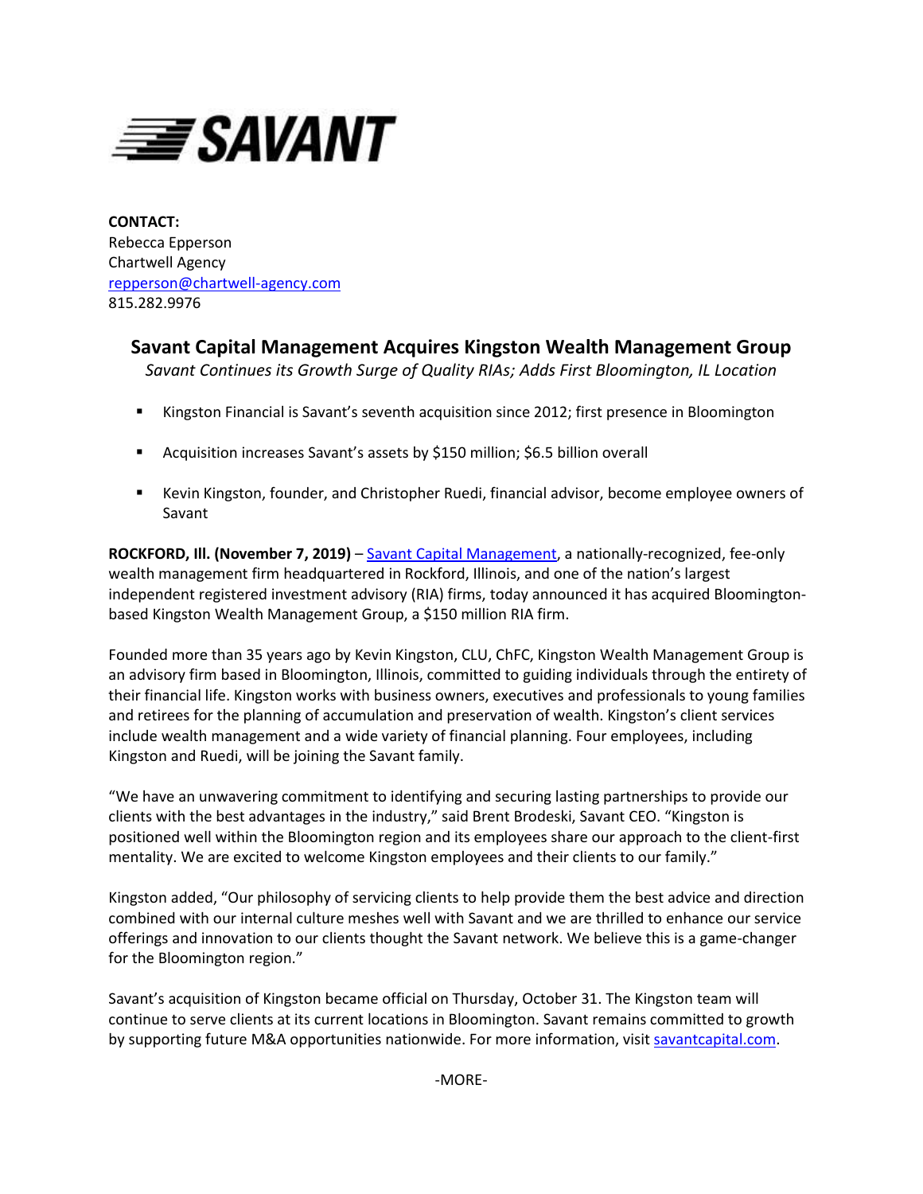**SAVANT**

**CONTACT:**
Rebecca Epperson
Chartwell Agency
[repperson@chartwell-agency.com](mailto:repperson@chartwell-agency.com)
815.282.9976

## Savant Capital Management Acquires Kingston Wealth Management Group

*Savant Continues its Growth Surge of Quality RIAs; Adds First Bloomington, IL Location*

- Kingston Financial is Savant's seventh acquisition since 2012; first presence in Bloomington
- Acquisition increases Savant's assets by $150 million; $6.5 billion overall
- Kevin Kingston, founder, and Christopher Ruedi, financial advisor, become employee owners of Savant

**ROCKFORD, Ill. (November 7, 2019)** – [Savant Capital Management](https://savantcapital.com), a nationally-recognized, fee-only wealth management firm headquartered in Rockford, Illinois, and one of the nation's largest independent registered investment advisory (RIA) firms, today announced it has acquired Bloomington-based Kingston Wealth Management Group, a $150 million RIA firm.

Founded more than 35 years ago by Kevin Kingston, CLU, ChFC, Kingston Wealth Management Group is an advisory firm based in Bloomington, Illinois, committed to guiding individuals through the entirety of their financial life. Kingston works with business owners, executives and professionals to young families and retirees for the planning of accumulation and preservation of wealth. Kingston's client services include wealth management and a wide variety of financial planning. Four employees, including Kingston and Ruedi, will be joining the Savant family.

"We have an unwavering commitment to identifying and securing lasting partnerships to provide our clients with the best advantages in the industry," said Brent Brodeski, Savant CEO. "Kingston is positioned well within the Bloomington region and its employees share our approach to the client-first mentality. We are excited to welcome Kingston employees and their clients to our family."

Kingston added, "Our philosophy of servicing clients to help provide them the best advice and direction combined with our internal culture meshes well with Savant and we are thrilled to enhance our service offerings and innovation to our clients thought the Savant network. We believe this is a game-changer for the Bloomington region."

Savant's acquisition of Kingston became official on Thursday, October 31. The Kingston team will continue to serve clients at its current locations in Bloomington. Savant remains committed to growth by supporting future M&A opportunities nationwide. For more information, visit [savantcapital.com](https://savantcapital.com).

-MORE-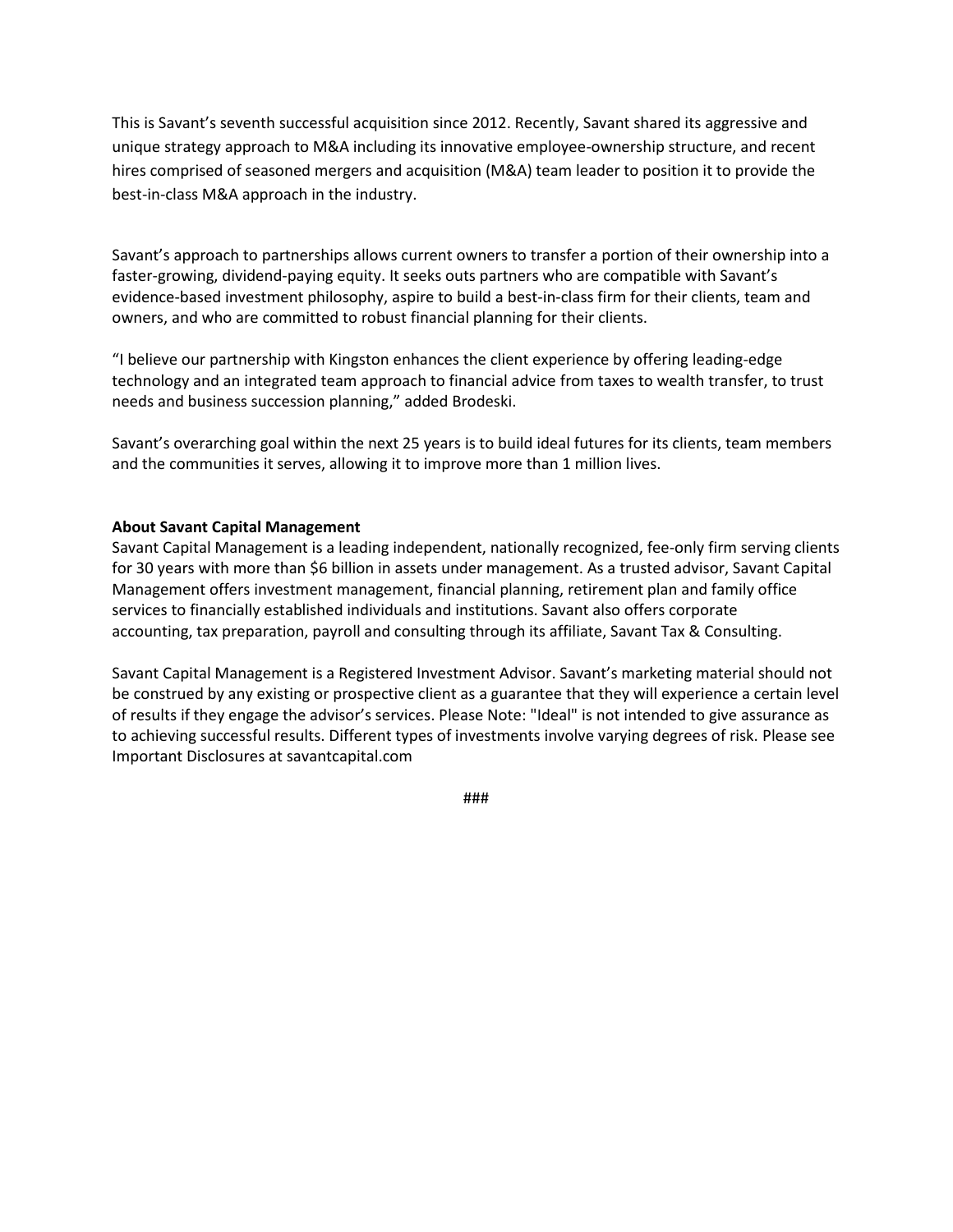This is Savant's seventh successful acquisition since 2012. Recently, Savant shared its aggressive and unique strategy approach to M&A including its innovative employee-ownership structure, and recent hires comprised of seasoned mergers and acquisition (M&A) team leader to position it to provide the best-in-class M&A approach in the industry.

Savant's approach to partnerships allows current owners to transfer a portion of their ownership into a faster-growing, dividend-paying equity. It seeks outs partners who are compatible with Savant's evidence-based investment philosophy, aspire to build a best-in-class firm for their clients, team and owners, and who are committed to robust financial planning for their clients.

"I believe our partnership with Kingston enhances the client experience by offering leading-edge technology and an integrated team approach to financial advice from taxes to wealth transfer, to trust needs and business succession planning," added Brodeski.

Savant's overarching goal within the next 25 years is to build ideal futures for its clients, team members and the communities it serves, allowing it to improve more than 1 million lives.

**About Savant Capital Management**

Savant Capital Management is a leading independent, nationally recognized, fee-only firm serving clients for 30 years with more than $6 billion in assets under management. As a trusted advisor, Savant Capital Management offers investment management, financial planning, retirement plan and family office services to financially established individuals and institutions. Savant also offers corporate accounting, tax preparation, payroll and consulting through its affiliate, Savant Tax & Consulting.

Savant Capital Management is a Registered Investment Advisor. Savant's marketing material should not be construed by any existing or prospective client as a guarantee that they will experience a certain level of results if they engage the advisor's services. Please Note: "Ideal" is not intended to give assurance as to achieving successful results. Different types of investments involve varying degrees of risk. Please see Important Disclosures at savantcapital.com

###